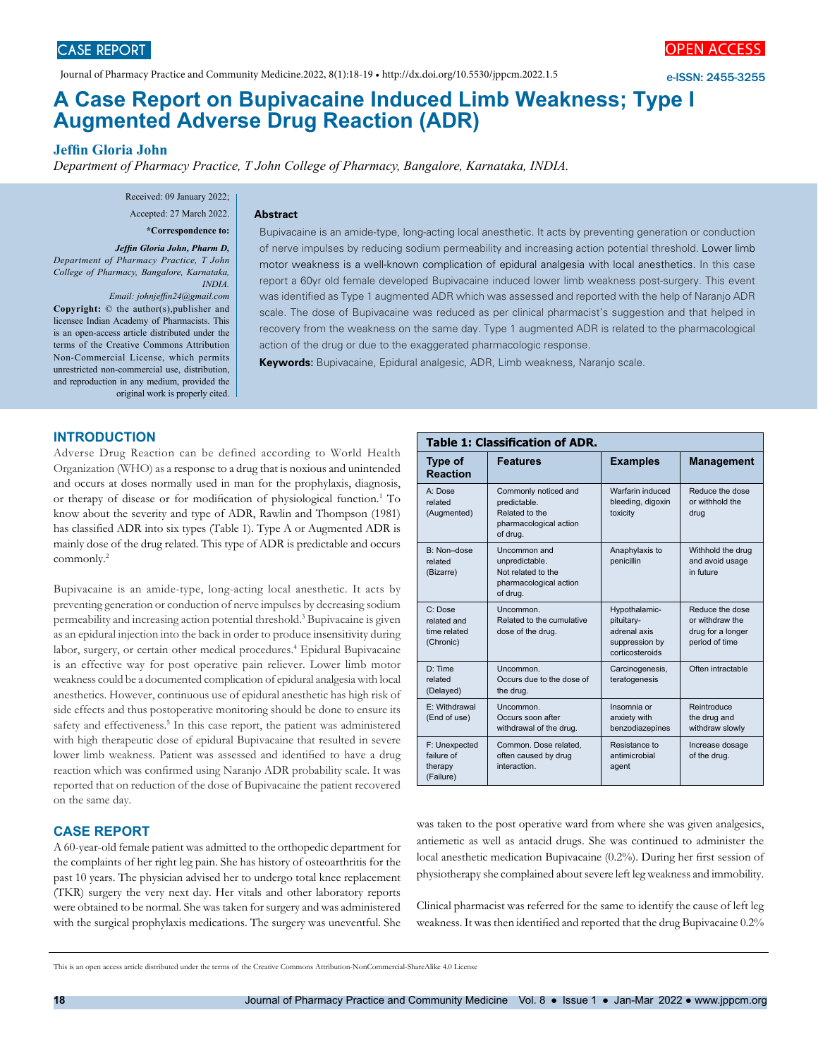CASE REPORT

OPEN ACCESS

Journal of Pharmacy Practice and Community Medicine.2022, 8(1):18-19 • http://dx.doi.org/10.5530/jppcm.2022.1.5

e-ISSN: 2455-3255

# A Case Report on Bupivacaine Induced Limb Weakness; Type I Augmented Adverse Drug Reaction (ADR)

**Jeffin Gloria John**

*Department of Pharmacy Practice, T John College of Pharmacy, Bangalore, Karnataka, INDIA.*

Received: 09 January 2022;

Accepted: 27 March 2022.

**\*Correspondence to:**

***Jeffin Gloria John, Pharm D,*** *Department of Pharmacy Practice, T John College of Pharmacy, Bangalore, Karnataka, INDIA.*

*Email: johnjeffin24@gmail.com*

**Copyright:** © the author(s),publisher and licensee Indian Academy of Pharmacists. This is an open-access article distributed under the terms of the Creative Commons Attribution Non-Commercial License, which permits unrestricted non-commercial use, distribution, and reproduction in any medium, provided the original work is properly cited.

## Abstract

Bupivacaine is an amide-type, long-acting local anesthetic. It acts by preventing generation or conduction of nerve impulses by reducing sodium permeability and increasing action potential threshold. Lower limb motor weakness is a well-known complication of epidural analgesia with local anesthetics. In this case report a 60yr old female developed Bupivacaine induced lower limb weakness post-surgery. This event was identified as Type 1 augmented ADR which was assessed and reported with the help of Naranjo ADR scale. The dose of Bupivacaine was reduced as per clinical pharmacist's suggestion and that helped in recovery from the weakness on the same day. Type 1 augmented ADR is related to the pharmacological action of the drug or due to the exaggerated pharmacologic response.

**Keywords:** Bupivacaine, Epidural analgesic, ADR, Limb weakness, Naranjo scale.

## INTRODUCTION

Adverse Drug Reaction can be defined according to World Health Organization (WHO) as a response to a drug that is noxious and unintended and occurs at doses normally used in man for the prophylaxis, diagnosis, or therapy of disease or for modification of physiological function.[1] To know about the severity and type of ADR, Rawlin and Thompson (1981) has classified ADR into six types (Table 1). Type A or Augmented ADR is mainly dose of the drug related. This type of ADR is predictable and occurs commonly.[2]

Bupivacaine is an amide-type, long-acting local anesthetic. It acts by preventing generation or conduction of nerve impulses by decreasing sodium permeability and increasing action potential threshold.[3] Bupivacaine is given as an epidural injection into the back in order to produce insensitivity during labor, surgery, or certain other medical procedures.[4] Epidural Bupivacaine is an effective way for post operative pain reliever. Lower limb motor weakness could be a documented complication of epidural analgesia with local anesthetics. However, continuous use of epidural anesthetic has high risk of side effects and thus postoperative monitoring should be done to ensure its safety and effectiveness.[5] In this case report, the patient was administered with high therapeutic dose of epidural Bupivacaine that resulted in severe lower limb weakness. Patient was assessed and identified to have a drug reaction which was confirmed using Naranjo ADR probability scale. It was reported that on reduction of the dose of Bupivacaine the patient recovered on the same day.

**Table 1: Classification of ADR.**

| Type of Reaction | Features | Examples | Management |
|---|---|---|---|
| A: Dose related (Augmented) | Commonly noticed and predictable. Related to the pharmacological action of drug. | Warfarin induced bleeding, digoxin toxicity | Reduce the dose or withhold the drug |
| B: Non–dose related (Bizarre) | Uncommon and unpredictable. Not related to the pharmacological action of drug. | Anaphylaxis to penicillin | Withhold the drug and avoid usage in future |
| C: Dose related and time related (Chronic) | Uncommon. Related to the cumulative dose of the drug. | Hypothalamic-pituitary-adrenal axis suppression by corticosteroids | Reduce the dose or withdraw the drug for a longer period of time |
| D: Time related (Delayed) | Uncommon. Occurs due to the dose of the drug. | Carcinogenesis, teratogenesis | Often intractable |
| E: Withdrawal (End of use) | Uncommon. Occurs soon after withdrawal of the drug. | Insomnia or anxiety with benzodiazepines | Reintroduce the drug and withdraw slowly |
| F: Unexpected failure of therapy (Failure) | Common. Dose related, often caused by drug interaction. | Resistance to antimicrobial agent | Increase dosage of the drug. |

## CASE REPORT

A 60-year-old female patient was admitted to the orthopedic department for the complaints of her right leg pain. She has history of osteoarthritis for the past 10 years. The physician advised her to undergo total knee replacement (TKR) surgery the very next day. Her vitals and other laboratory reports were obtained to be normal. She was taken for surgery and was administered with the surgical prophylaxis medications. The surgery was uneventful. She was taken to the post operative ward from where she was given analgesics, antiemetic as well as antacid drugs. She was continued to administer the local anesthetic medication Bupivacaine (0.2%). During her first session of physiotherapy she complained about severe left leg weakness and immobility.

Clinical pharmacist was referred for the same to identify the cause of left leg weakness. It was then identified and reported that the drug Bupivacaine 0.2%

This is an open access article distributed under the terms of the Creative Commons Attribution-NonCommercial-ShareAlike 4.0 License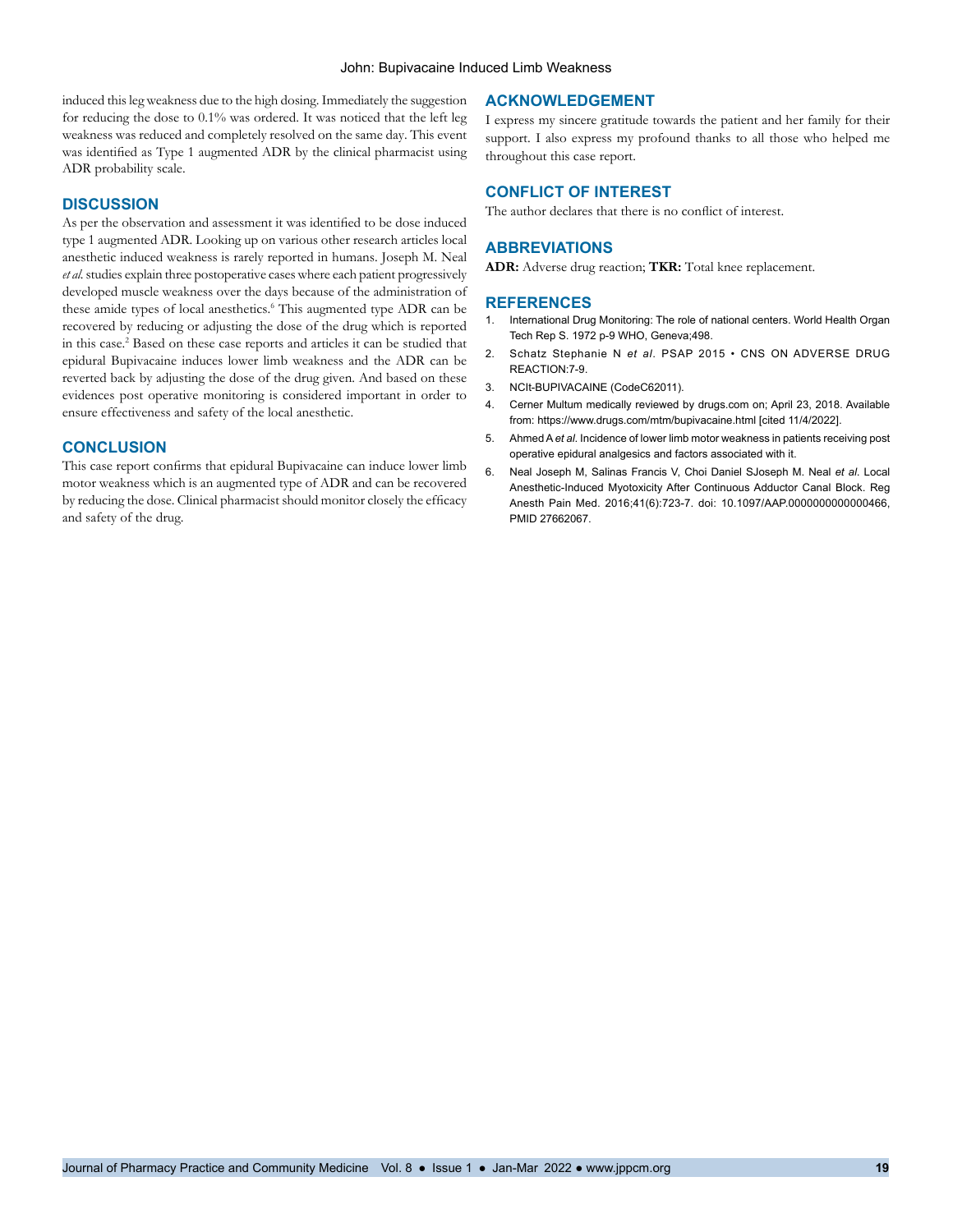induced this leg weakness due to the high dosing. Immediately the suggestion for reducing the dose to 0.1% was ordered. It was noticed that the left leg weakness was reduced and completely resolved on the same day. This event was identified as Type 1 augmented ADR by the clinical pharmacist using ADR probability scale.

## DISCUSSION

As per the observation and assessment it was identified to be dose induced type 1 augmented ADR. Looking up on various other research articles local anesthetic induced weakness is rarely reported in humans. Joseph M. Neal *et al.* studies explain three postoperative cases where each patient progressively developed muscle weakness over the days because of the administration of these amide types of local anesthetics.[6] This augmented type ADR can be recovered by reducing or adjusting the dose of the drug which is reported in this case.[2] Based on these case reports and articles it can be studied that epidural Bupivacaine induces lower limb weakness and the ADR can be reverted back by adjusting the dose of the drug given. And based on these evidences post operative monitoring is considered important in order to ensure effectiveness and safety of the local anesthetic.

## CONCLUSION

This case report confirms that epidural Bupivacaine can induce lower limb motor weakness which is an augmented type of ADR and can be recovered by reducing the dose. Clinical pharmacist should monitor closely the efficacy and safety of the drug.

## ACKNOWLEDGEMENT

I express my sincere gratitude towards the patient and her family for their support. I also express my profound thanks to all those who helped me throughout this case report.

## CONFLICT OF INTEREST

The author declares that there is no conflict of interest.

## ABBREVIATIONS

**ADR:** Adverse drug reaction; **TKR:** Total knee replacement.

## REFERENCES

1. International Drug Monitoring: The role of national centers. World Health Organ Tech Rep S. 1972 p-9 WHO, Geneva;498.
2. Schatz Stephanie N *et al*. PSAP 2015 • CNS ON ADVERSE DRUG REACTION:7-9.
3. NCIt-BUPIVACAINE (CodeC62011).
4. Cerner Multum medically reviewed by drugs.com on; April 23, 2018. Available from: https://www.drugs.com/mtm/bupivacaine.html [cited 11/4/2022].
5. Ahmed A *et al.* Incidence of lower limb motor weakness in patients receiving post operative epidural analgesics and factors associated with it.
6. Neal Joseph M, Salinas Francis V, Choi Daniel SJoseph M. Neal *et al*. Local Anesthetic-Induced Myotoxicity After Continuous Adductor Canal Block. Reg Anesth Pain Med. 2016;41(6):723-7. doi: 10.1097/AAP.0000000000000466, PMID 27662067.